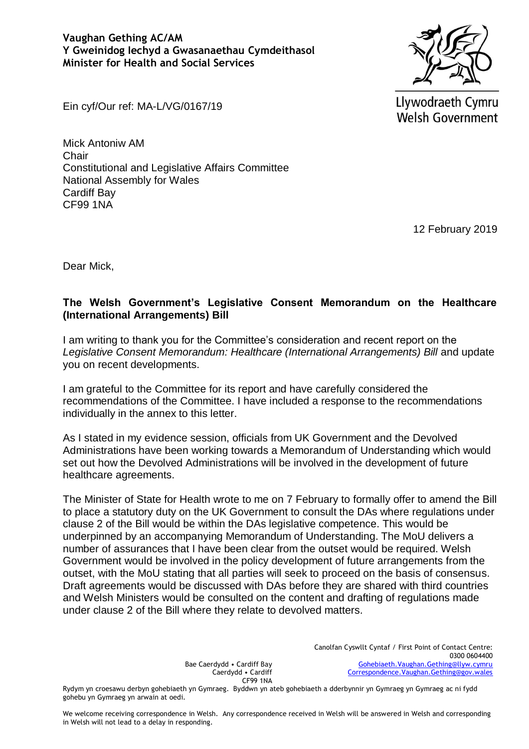**Vaughan Gething AC/AM**
**Y Gweinidog Iechyd a Gwasanaethau Cymdeithasol**
**Minister for Health and Social Services**

Llywodraeth Cymru
Welsh Government

Ein cyf/Our ref: MA-L/VG/0167/19

Mick Antoniw AM
Chair
Constitutional and Legislative Affairs Committee
National Assembly for Wales
Cardiff Bay
CF99 1NA

12 February 2019

Dear Mick,

**The Welsh Government's Legislative Consent Memorandum on the Healthcare (International Arrangements) Bill**

I am writing to thank you for the Committee's consideration and recent report on the *Legislative Consent Memorandum: Healthcare (International Arrangements) Bill* and update you on recent developments.

I am grateful to the Committee for its report and have carefully considered the recommendations of the Committee. I have included a response to the recommendations individually in the annex to this letter.

As I stated in my evidence session, officials from UK Government and the Devolved Administrations have been working towards a Memorandum of Understanding which would set out how the Devolved Administrations will be involved in the development of future healthcare agreements.

The Minister of State for Health wrote to me on 7 February to formally offer to amend the Bill to place a statutory duty on the UK Government to consult the DAs where regulations under clause 2 of the Bill would be within the DAs legislative competence. This would be underpinned by an accompanying Memorandum of Understanding. The MoU delivers a number of assurances that I have been clear from the outset would be required. Welsh Government would be involved in the policy development of future arrangements from the outset, with the MoU stating that all parties will seek to proceed on the basis of consensus. Draft agreements would be discussed with DAs before they are shared with third countries and Welsh Ministers would be consulted on the content and drafting of regulations made under clause 2 of the Bill where they relate to devolved matters.

Bae Caerdydd • Cardiff Bay
Caerdydd • Cardiff
CF99 1NA

Canolfan Cyswllt Cyntaf / First Point of Contact Centre:
0300 0604400
Gohebiaeth.Vaughan.Gething@llyw.cymru
Correspondence.Vaughan.Gething@gov.wales

Rydym yn croesawu derbyn gohebiaeth yn Gymraeg. Byddwn yn ateb gohebiaeth a dderbynnir yn Gymraeg yn Gymraeg ac ni fydd gohebu yn Gymraeg yn arwain at oedi.

We welcome receiving correspondence in Welsh. Any correspondence received in Welsh will be answered in Welsh and corresponding in Welsh will not lead to a delay in responding.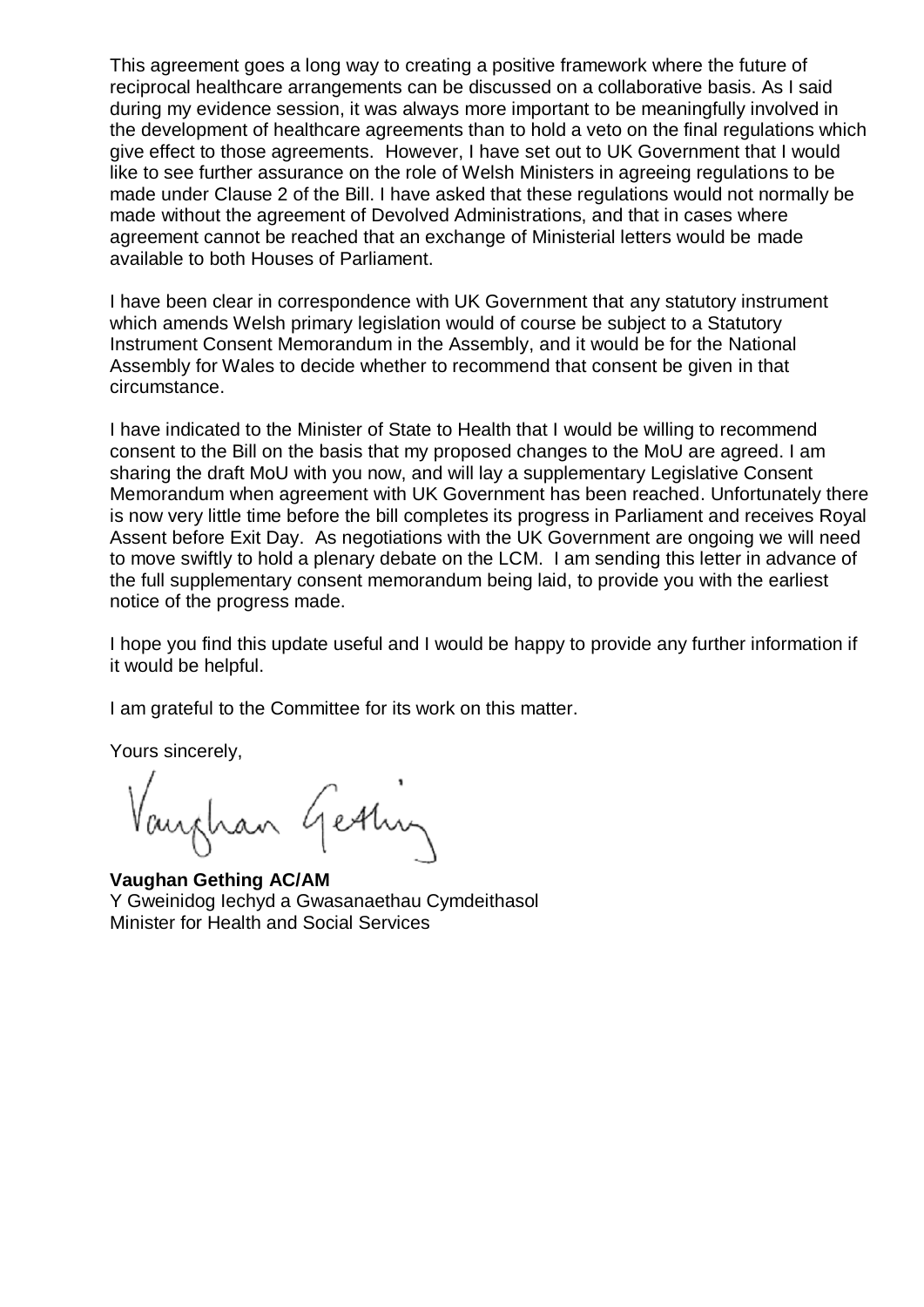This agreement goes a long way to creating a positive framework where the future of reciprocal healthcare arrangements can be discussed on a collaborative basis. As I said during my evidence session, it was always more important to be meaningfully involved in the development of healthcare agreements than to hold a veto on the final regulations which give effect to those agreements. However, I have set out to UK Government that I would like to see further assurance on the role of Welsh Ministers in agreeing regulations to be made under Clause 2 of the Bill. I have asked that these regulations would not normally be made without the agreement of Devolved Administrations, and that in cases where agreement cannot be reached that an exchange of Ministerial letters would be made available to both Houses of Parliament.

I have been clear in correspondence with UK Government that any statutory instrument which amends Welsh primary legislation would of course be subject to a Statutory Instrument Consent Memorandum in the Assembly, and it would be for the National Assembly for Wales to decide whether to recommend that consent be given in that circumstance.

I have indicated to the Minister of State to Health that I would be willing to recommend consent to the Bill on the basis that my proposed changes to the MoU are agreed. I am sharing the draft MoU with you now, and will lay a supplementary Legislative Consent Memorandum when agreement with UK Government has been reached. Unfortunately there is now very little time before the bill completes its progress in Parliament and receives Royal Assent before Exit Day. As negotiations with the UK Government are ongoing we will need to move swiftly to hold a plenary debate on the LCM. I am sending this letter in advance of the full supplementary consent memorandum being laid, to provide you with the earliest notice of the progress made.

I hope you find this update useful and I would be happy to provide any further information if it would be helpful.

I am grateful to the Committee for its work on this matter.

Yours sincerely,

**Vaughan Gething AC/AM**
Y Gweinidog Iechyd a Gwasanaethau Cymdeithasol
Minister for Health and Social Services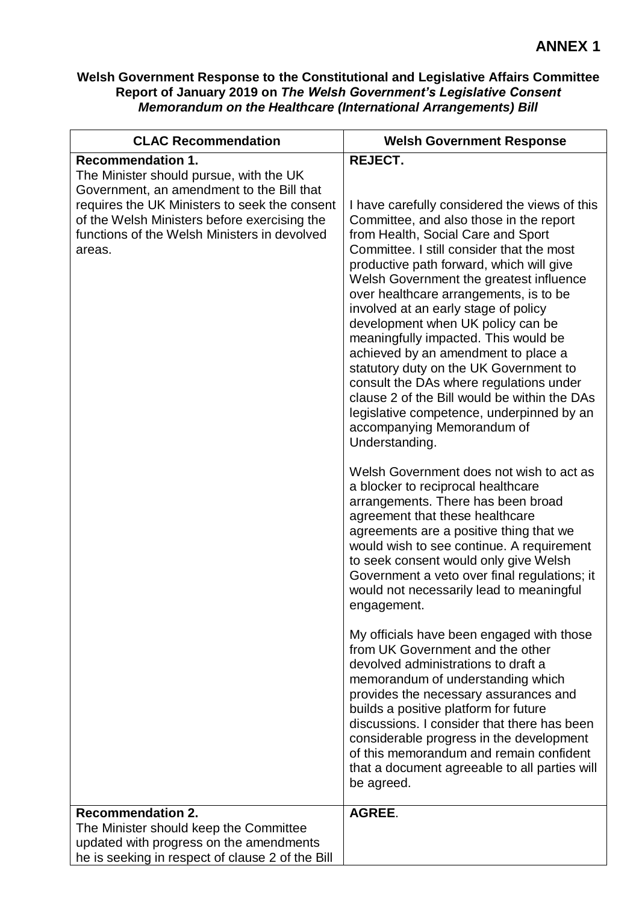**ANNEX 1**

**Welsh Government Response to the Constitutional and Legislative Affairs Committee Report of January 2019 on *The Welsh Government's Legislative Consent Memorandum on the Healthcare (International Arrangements) Bill***

| CLAC Recommendation | Welsh Government Response |
|---|---|
| **Recommendation 1.**<br>The Minister should pursue, with the UK Government, an amendment to the Bill that requires the UK Ministers to seek the consent of the Welsh Ministers before exercising the functions of the Welsh Ministers in devolved areas. | **REJECT.**<br><br>I have carefully considered the views of this Committee, and also those in the report from Health, Social Care and Sport Committee. I still consider that the most productive path forward, which will give Welsh Government the greatest influence over healthcare arrangements, is to be involved at an early stage of policy development when UK policy can be meaningfully impacted. This would be achieved by an amendment to place a statutory duty on the UK Government to consult the DAs where regulations under clause 2 of the Bill would be within the DAs legislative competence, underpinned by an accompanying Memorandum of Understanding.<br><br>Welsh Government does not wish to act as a blocker to reciprocal healthcare arrangements. There has been broad agreement that these healthcare agreements are a positive thing that we would wish to see continue. A requirement to seek consent would only give Welsh Government a veto over final regulations; it would not necessarily lead to meaningful engagement.<br><br>My officials have been engaged with those from UK Government and the other devolved administrations to draft a memorandum of understanding which provides the necessary assurances and builds a positive platform for future discussions. I consider that there has been considerable progress in the development of this memorandum and remain confident that a document agreeable to all parties will be agreed. |
| **Recommendation 2.**<br>The Minister should keep the Committee updated with progress on the amendments he is seeking in respect of clause 2 of the Bill | **AGREE**. |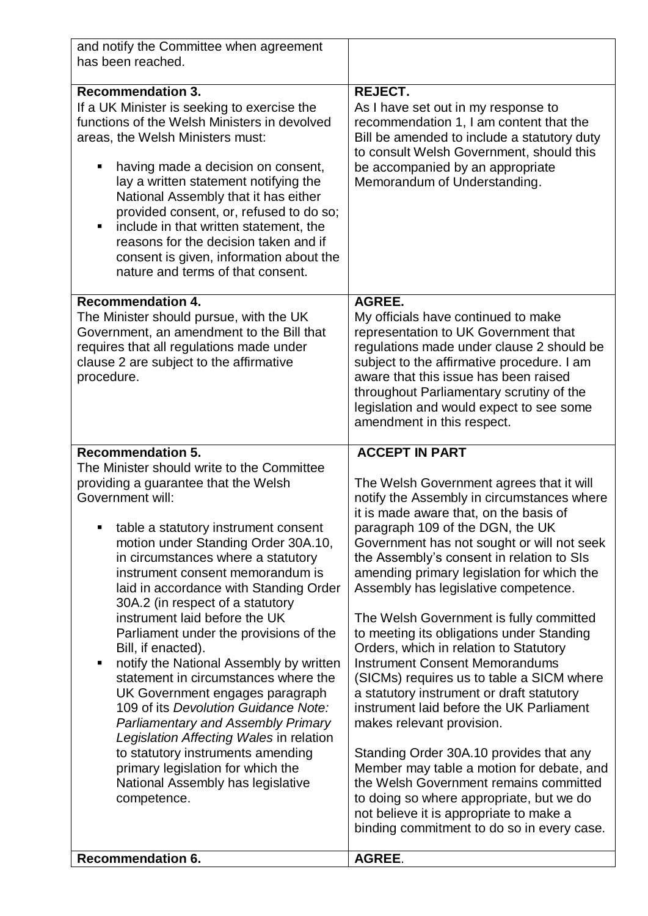| | |
|---|---|
| and notify the Committee when agreement has been reached. | |
| **Recommendation 3.**<br>If a UK Minister is seeking to exercise the functions of the Welsh Ministers in devolved areas, the Welsh Ministers must:<br>▪ having made a decision on consent, lay a written statement notifying the National Assembly that it has either provided consent, or, refused to do so;<br>▪ include in that written statement, the reasons for the decision taken and if consent is given, information about the nature and terms of that consent. | **REJECT.**<br>As I have set out in my response to recommendation 1, I am content that the Bill be amended to include a statutory duty to consult Welsh Government, should this be accompanied by an appropriate Memorandum of Understanding. |
| **Recommendation 4.**<br>The Minister should pursue, with the UK Government, an amendment to the Bill that requires that all regulations made under clause 2 are subject to the affirmative procedure. | **AGREE.**<br>My officials have continued to make representation to UK Government that regulations made under clause 2 should be subject to the affirmative procedure. I am aware that this issue has been raised throughout Parliamentary scrutiny of the legislation and would expect to see some amendment in this respect. |
| **Recommendation 5.**<br>The Minister should write to the Committee providing a guarantee that the Welsh Government will:<br>▪ table a statutory instrument consent motion under Standing Order 30A.10, in circumstances where a statutory instrument consent memorandum is laid in accordance with Standing Order 30A.2 (in respect of a statutory instrument laid before the UK Parliament under the provisions of the Bill, if enacted).<br>▪ notify the National Assembly by written statement in circumstances where the UK Government engages paragraph 109 of its *Devolution Guidance Note: Parliamentary and Assembly Primary Legislation Affecting Wales* in relation to statutory instruments amending primary legislation for which the National Assembly has legislative competence. | **ACCEPT IN PART**<br><br>The Welsh Government agrees that it will notify the Assembly in circumstances where it is made aware that, on the basis of paragraph 109 of the DGN, the UK Government has not sought or will not seek the Assembly's consent in relation to SIs amending primary legislation for which the Assembly has legislative competence.<br><br>The Welsh Government is fully committed to meeting its obligations under Standing Orders, which in relation to Statutory Instrument Consent Memorandums (SICMs) requires us to table a SICM where a statutory instrument or draft statutory instrument laid before the UK Parliament makes relevant provision.<br><br>Standing Order 30A.10 provides that any Member may table a motion for debate, and the Welsh Government remains committed to doing so where appropriate, but we do not believe it is appropriate to make a binding commitment to do so in every case. |
| **Recommendation 6.** | **AGREE**. |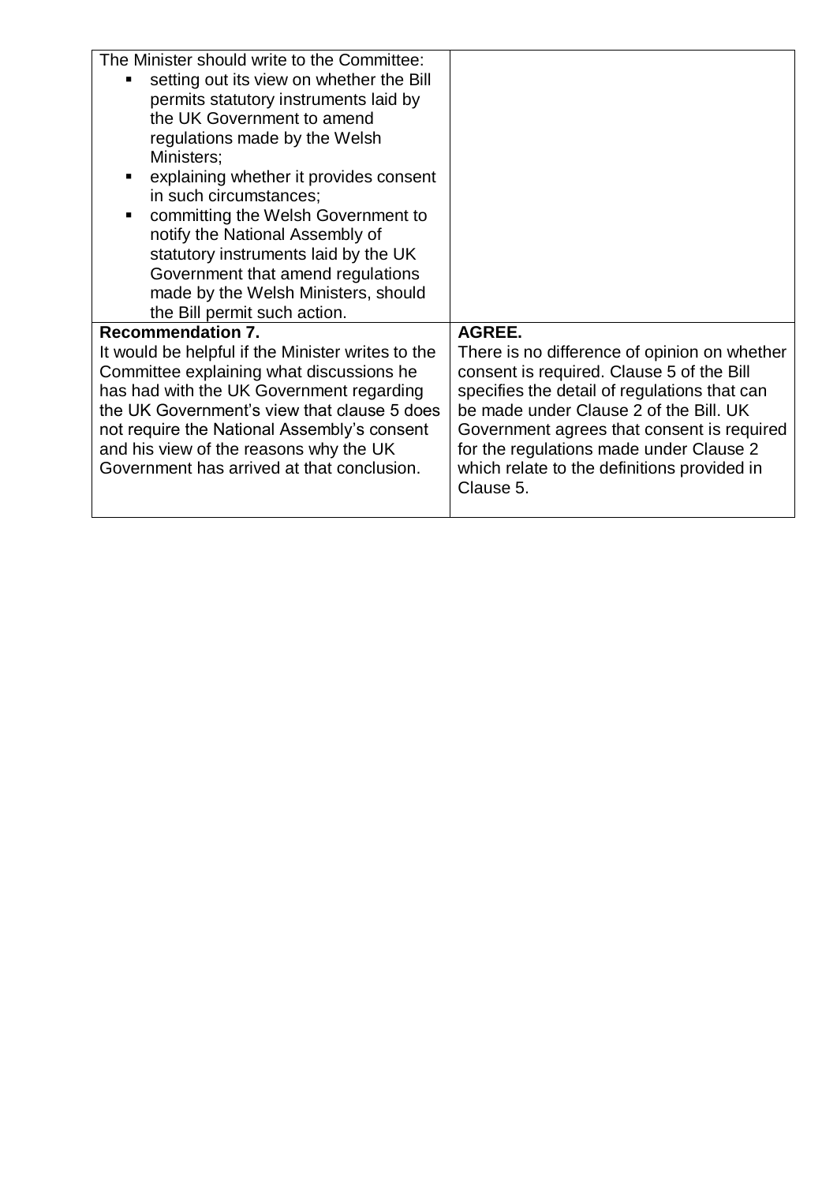| | |
|---|---|
| The Minister should write to the Committee:<br>▪ setting out its view on whether the Bill permits statutory instruments laid by the UK Government to amend regulations made by the Welsh Ministers;<br>▪ explaining whether it provides consent in such circumstances;<br>▪ committing the Welsh Government to notify the National Assembly of statutory instruments laid by the UK Government that amend regulations made by the Welsh Ministers, should the Bill permit such action. | |
| **Recommendation 7.**<br>It would be helpful if the Minister writes to the Committee explaining what discussions he has had with the UK Government regarding the UK Government's view that clause 5 does not require the National Assembly's consent and his view of the reasons why the UK Government has arrived at that conclusion. | **AGREE.**<br>There is no difference of opinion on whether consent is required. Clause 5 of the Bill specifies the detail of regulations that can be made under Clause 2 of the Bill. UK Government agrees that consent is required for the regulations made under Clause 2 which relate to the definitions provided in Clause 5. |